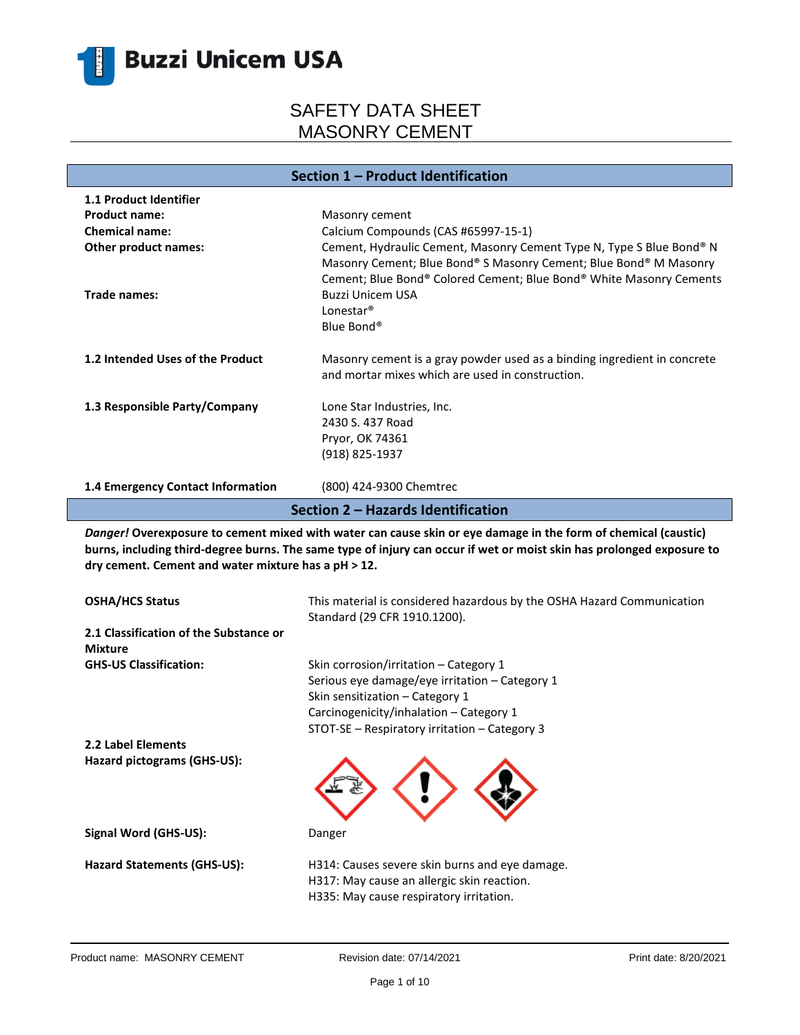Buzzi Unicem USA

# SAFETY DATA SHEET
# MASONRY CEMENT

## Section 1 – Product Identification

**1.1 Product Identifier**

**Product name:** Masonry cement

**Chemical name:** Calcium Compounds (CAS #65997-15-1)

**Other product names:** Cement, Hydraulic Cement, Masonry Cement Type N, Type S Blue Bond® N Masonry Cement; Blue Bond® S Masonry Cement; Blue Bond® M Masonry Cement; Blue Bond® Colored Cement; Blue Bond® White Masonry Cements

**Trade names:** Buzzi Unicem USA
Lonestar®
Blue Bond®

**1.2 Intended Uses of the Product** Masonry cement is a gray powder used as a binding ingredient in concrete and mortar mixes which are used in construction.

**1.3 Responsible Party/Company** Lone Star Industries, Inc.
2430 S. 437 Road
Pryor, OK 74361
(918) 825-1937

**1.4 Emergency Contact Information** (800) 424-9300 Chemtrec

## Section 2 – Hazards Identification

***Danger!*** **Overexposure to cement mixed with water can cause skin or eye damage in the form of chemical (caustic) burns, including third-degree burns. The same type of injury can occur if wet or moist skin has prolonged exposure to dry cement. Cement and water mixture has a pH > 12.**

**OSHA/HCS Status** This material is considered hazardous by the OSHA Hazard Communication Standard (29 CFR 1910.1200).

**2.1 Classification of the Substance or Mixture**

**GHS-US Classification:**
Skin corrosion/irritation – Category 1
Serious eye damage/eye irritation – Category 1
Skin sensitization – Category 1
Carcinogenicity/inhalation – Category 1
STOT-SE – Respiratory irritation – Category 3

**2.2 Label Elements**

**Hazard pictograms (GHS-US):**

**Signal Word (GHS-US):** Danger

**Hazard Statements (GHS-US):**
H314: Causes severe skin burns and eye damage.
H317: May cause an allergic skin reaction.
H335: May cause respiratory irritation.

Product name: MASONRY CEMENT | Revision date: 07/14/2021 | Print date: 8/20/2021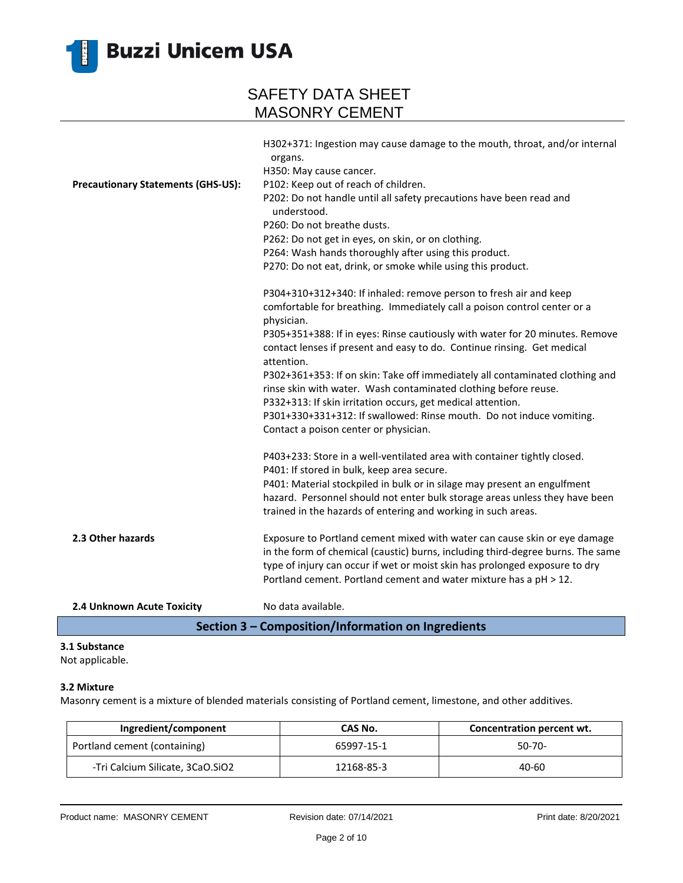| | |
|---|---|
| | H302+371: Ingestion may cause damage to the mouth, throat, and/or internal organs.<br>H350: May cause cancer. |
| **Precautionary Statements (GHS-US):** | P102: Keep out of reach of children.<br>P202: Do not handle until all safety precautions have been read and understood.<br>P260: Do not breathe dusts.<br>P262: Do not get in eyes, on skin, or on clothing.<br>P264: Wash hands thoroughly after using this product.<br>P270: Do not eat, drink, or smoke while using this product.<br><br>P304+310+312+340: If inhaled: remove person to fresh air and keep comfortable for breathing. Immediately call a poison control center or a physician.<br>P305+351+388: If in eyes: Rinse cautiously with water for 20 minutes. Remove contact lenses if present and easy to do. Continue rinsing. Get medical attention.<br>P302+361+353: If on skin: Take off immediately all contaminated clothing and rinse skin with water. Wash contaminated clothing before reuse.<br>P332+313: If skin irritation occurs, get medical attention.<br>P301+330+331+312: If swallowed: Rinse mouth. Do not induce vomiting. Contact a poison center or physician.<br><br>P403+233: Store in a well-ventilated area with container tightly closed.<br>P401: If stored in bulk, keep area secure.<br>P401: Material stockpiled in bulk or in silage may present an engulfment hazard. Personnel should not enter bulk storage areas unless they have been trained in the hazards of entering and working in such areas. |
| **2.3 Other hazards** | Exposure to Portland cement mixed with water can cause skin or eye damage in the form of chemical (caustic) burns, including third-degree burns. The same type of injury can occur if wet or moist skin has prolonged exposure to dry Portland cement. Portland cement and water mixture has a pH > 12. |
| **2.4 Unknown Acute Toxicity** | No data available. |

## Section 3 – Composition/Information on Ingredients

**3.1 Substance**

Not applicable.

**3.2 Mixture**

Masonry cement is a mixture of blended materials consisting of Portland cement, limestone, and other additives.

| Ingredient/component | CAS No. | Concentration percent wt. |
|---|---|---|
| Portland cement (containing) | 65997-15-1 | 50-70- |
| -Tri Calcium Silicate, 3CaO.SiO2 | 12168-85-3 | 40-60 |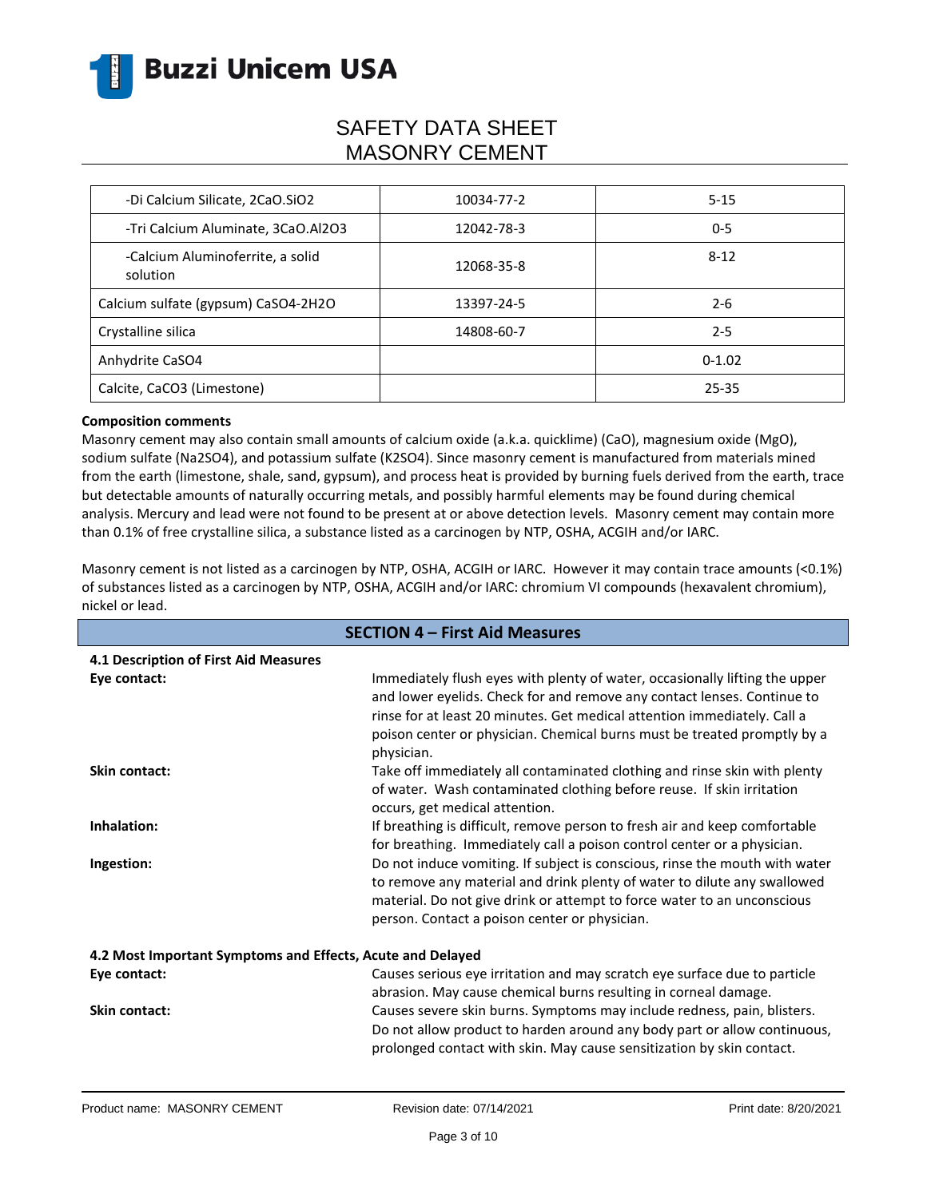| -Di Calcium Silicate, $2CaO.SiO_2$ | 10034-77-2 | 5-15 |
|---|---|---|
| -Tri Calcium Aluminate, $3CaO.Al_2O_3$ | 12042-78-3 | 0-5 |
| -Calcium Aluminoferrite, a solid solution | 12068-35-8 | 8-12 |
| Calcium sulfate (gypsum) $CaSO_4$-$2H_2O$ | 13397-24-5 | 2-6 |
| Crystalline silica | 14808-60-7 | 2-5 |
| Anhydrite $CaSO_4$ | | 0-1.02 |
| Calcite, $CaCO_3$ (Limestone) | | 25-35 |

**Composition comments**

Masonry cement may also contain small amounts of calcium oxide (a.k.a. quicklime) (CaO), magnesium oxide (MgO), sodium sulfate ($Na_2SO_4$), and potassium sulfate ($K_2SO_4$). Since masonry cement is manufactured from materials mined from the earth (limestone, shale, sand, gypsum), and process heat is provided by burning fuels derived from the earth, trace but detectable amounts of naturally occurring metals, and possibly harmful elements may be found during chemical analysis. Mercury and lead were not found to be present at or above detection levels. Masonry cement may contain more than 0.1% of free crystalline silica, a substance listed as a carcinogen by NTP, OSHA, ACGIH and/or IARC.

Masonry cement is not listed as a carcinogen by NTP, OSHA, ACGIH or IARC. However it may contain trace amounts (<0.1%) of substances listed as a carcinogen by NTP, OSHA, ACGIH and/or IARC: chromium VI compounds (hexavalent chromium), nickel or lead.

## SECTION 4 – First Aid Measures

**4.1 Description of First Aid Measures**

**Eye contact:** Immediately flush eyes with plenty of water, occasionally lifting the upper and lower eyelids. Check for and remove any contact lenses. Continue to rinse for at least 20 minutes. Get medical attention immediately. Call a poison center or physician. Chemical burns must be treated promptly by a physician.

**Skin contact:** Take off immediately all contaminated clothing and rinse skin with plenty of water. Wash contaminated clothing before reuse. If skin irritation occurs, get medical attention.

**Inhalation:** If breathing is difficult, remove person to fresh air and keep comfortable for breathing. Immediately call a poison control center or a physician.

**Ingestion:** Do not induce vomiting. If subject is conscious, rinse the mouth with water to remove any material and drink plenty of water to dilute any swallowed material. Do not give drink or attempt to force water to an unconscious person. Contact a poison center or physician.

**4.2 Most Important Symptoms and Effects, Acute and Delayed**

**Eye contact:** Causes serious eye irritation and may scratch eye surface due to particle abrasion. May cause chemical burns resulting in corneal damage.

**Skin contact:** Causes severe skin burns. Symptoms may include redness, pain, blisters. Do not allow product to harden around any body part or allow continuous, prolonged contact with skin. May cause sensitization by skin contact.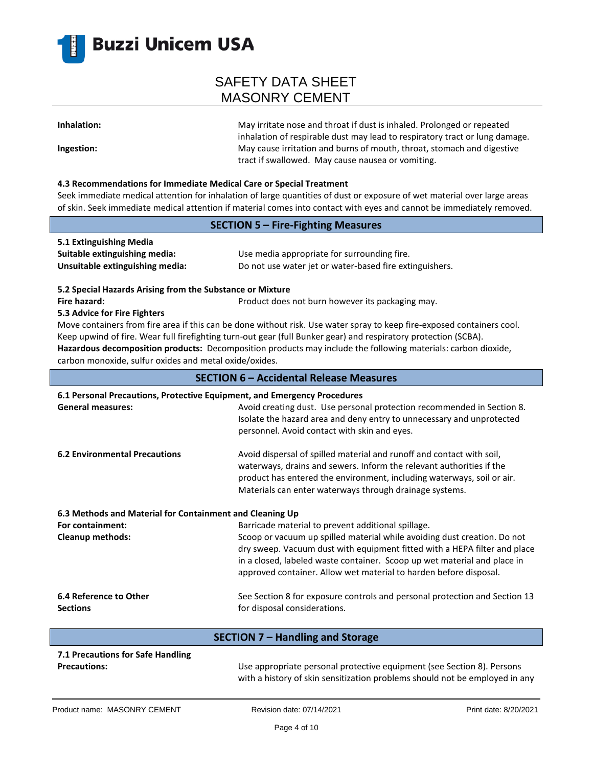**Inhalation:** May irritate nose and throat if dust is inhaled. Prolonged or repeated inhalation of respirable dust may lead to respiratory tract or lung damage.

**Ingestion:** May cause irritation and burns of mouth, throat, stomach and digestive tract if swallowed. May cause nausea or vomiting.

#### 4.3 Recommendations for Immediate Medical Care or Special Treatment

Seek immediate medical attention for inhalation of large quantities of dust or exposure of wet material over large areas of skin. Seek immediate medical attention if material comes into contact with eyes and cannot be immediately removed.

## SECTION 5 – Fire-Fighting Measures

#### 5.1 Extinguishing Media

**Suitable extinguishing media:** Use media appropriate for surrounding fire.

**Unsuitable extinguishing media:** Do not use water jet or water-based fire extinguishers.

#### 5.2 Special Hazards Arising from the Substance or Mixture

**Fire hazard:** Product does not burn however its packaging may.

#### 5.3 Advice for Fire Fighters

Move containers from fire area if this can be done without risk. Use water spray to keep fire-exposed containers cool. Keep upwind of fire. Wear full firefighting turn-out gear (full Bunker gear) and respiratory protection (SCBA).

**Hazardous decomposition products:** Decomposition products may include the following materials: carbon dioxide, carbon monoxide, sulfur oxides and metal oxide/oxides.

## SECTION 6 – Accidental Release Measures

#### 6.1 Personal Precautions, Protective Equipment, and Emergency Procedures

**General measures:** Avoid creating dust. Use personal protection recommended in Section 8. Isolate the hazard area and deny entry to unnecessary and unprotected personnel. Avoid contact with skin and eyes.

**6.2 Environmental Precautions** Avoid dispersal of spilled material and runoff and contact with soil, waterways, drains and sewers. Inform the relevant authorities if the product has entered the environment, including waterways, soil or air. Materials can enter waterways through drainage systems.

#### 6.3 Methods and Material for Containment and Cleaning Up

**For containment:** Barricade material to prevent additional spillage.

**Cleanup methods:** Scoop or vacuum up spilled material while avoiding dust creation. Do not dry sweep. Vacuum dust with equipment fitted with a HEPA filter and place in a closed, labeled waste container. Scoop up wet material and place in approved container. Allow wet material to harden before disposal.

**6.4 Reference to Other Sections** See Section 8 for exposure controls and personal protection and Section 13 for disposal considerations.

## SECTION 7 – Handling and Storage

#### 7.1 Precautions for Safe Handling

**Precautions:** Use appropriate personal protective equipment (see Section 8). Persons with a history of skin sensitization problems should not be employed in any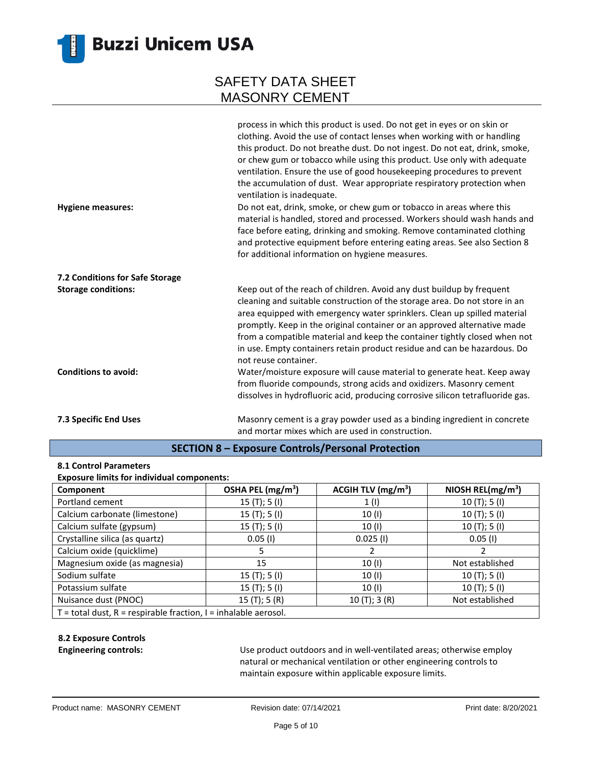process in which this product is used. Do not get in eyes or on skin or clothing. Avoid the use of contact lenses when working with or handling this product. Do not breathe dust. Do not ingest. Do not eat, drink, smoke, or chew gum or tobacco while using this product. Use only with adequate ventilation. Ensure the use of good housekeeping procedures to prevent the accumulation of dust. Wear appropriate respiratory protection when ventilation is inadequate.

**Hygiene measures:** Do not eat, drink, smoke, or chew gum or tobacco in areas where this material is handled, stored and processed. Workers should wash hands and face before eating, drinking and smoking. Remove contaminated clothing and protective equipment before entering eating areas. See also Section 8 for additional information on hygiene measures.

**7.2 Conditions for Safe Storage**

**Storage conditions:** Keep out of the reach of children. Avoid any dust buildup by frequent cleaning and suitable construction of the storage area. Do not store in an area equipped with emergency water sprinklers. Clean up spilled material promptly. Keep in the original container or an approved alternative made from a compatible material and keep the container tightly closed when not in use. Empty containers retain product residue and can be hazardous. Do not reuse container.

**Conditions to avoid:** Water/moisture exposure will cause material to generate heat. Keep away from fluoride compounds, strong acids and oxidizers. Masonry cement dissolves in hydrofluoric acid, producing corrosive silicon tetrafluoride gas.

**7.3 Specific End Uses** Masonry cement is a gray powder used as a binding ingredient in concrete and mortar mixes which are used in construction.

## SECTION 8 – Exposure Controls/Personal Protection

**8.1 Control Parameters**

**Exposure limits for individual components:**

| Component | OSHA PEL (mg/m$^3$) | ACGIH TLV (mg/m$^3$) | NIOSH REL(mg/m$^3$) |
|---|---|---|---|
| Portland cement | 15 (T); 5 (I) | 1 (I) | 10 (T); 5 (I) |
| Calcium carbonate (limestone) | 15 (T); 5 (I) | 10 (I) | 10 (T); 5 (I) |
| Calcium sulfate (gypsum) | 15 (T); 5 (I) | 10 (I) | 10 (T); 5 (I) |
| Crystalline silica (as quartz) | 0.05 (I) | 0.025 (I) | 0.05 (I) |
| Calcium oxide (quicklime) | 5 | 2 | 2 |
| Magnesium oxide (as magnesia) | 15 | 10 (I) | Not established |
| Sodium sulfate | 15 (T); 5 (I) | 10 (I) | 10 (T); 5 (I) |
| Potassium sulfate | 15 (T); 5 (I) | 10 (I) | 10 (T); 5 (I) |
| Nuisance dust (PNOC) | 15 (T); 5 (R) | 10 (T); 3 (R) | Not established |
| T = total dust, R = respirable fraction, I = inhalable aerosol. | | | |

**8.2 Exposure Controls**

**Engineering controls:** Use product outdoors and in well-ventilated areas; otherwise employ natural or mechanical ventilation or other engineering controls to maintain exposure within applicable exposure limits.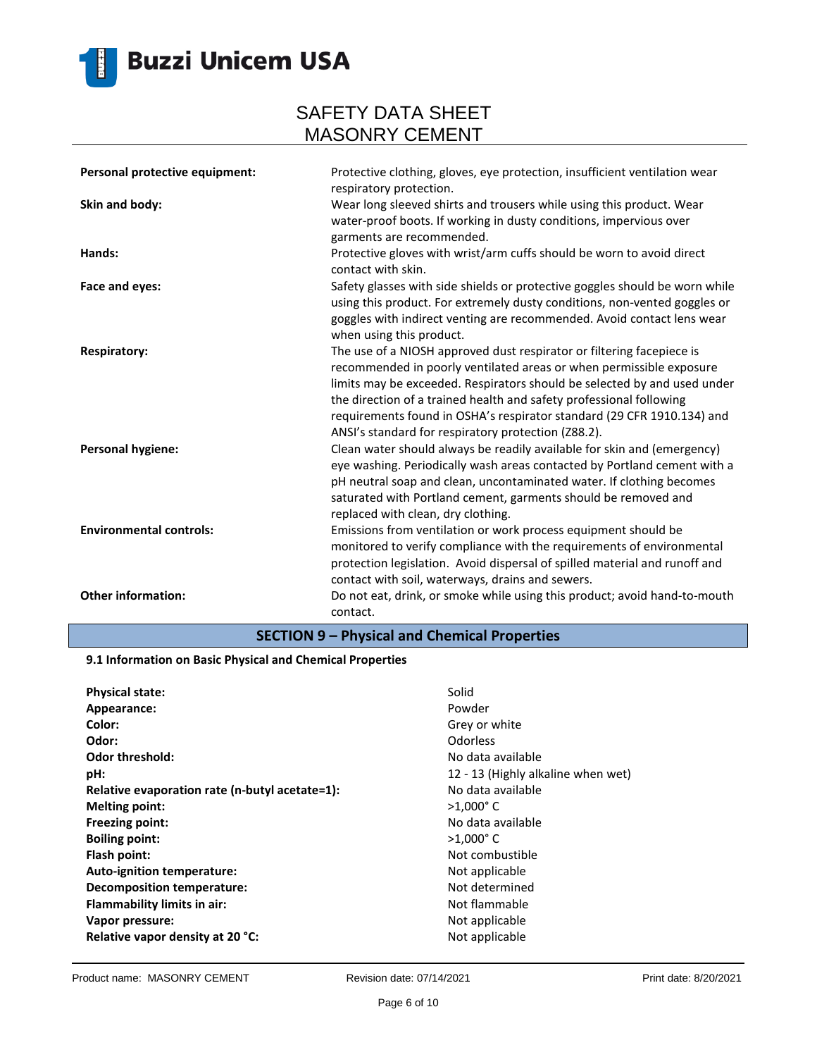| | |
|---|---|
| **Personal protective equipment:** | Protective clothing, gloves, eye protection, insufficient ventilation wear respiratory protection. |
| **Skin and body:** | Wear long sleeved shirts and trousers while using this product. Wear water-proof boots. If working in dusty conditions, impervious over garments are recommended. |
| **Hands:** | Protective gloves with wrist/arm cuffs should be worn to avoid direct contact with skin. |
| **Face and eyes:** | Safety glasses with side shields or protective goggles should be worn while using this product. For extremely dusty conditions, non-vented goggles or goggles with indirect venting are recommended. Avoid contact lens wear when using this product. |
| **Respiratory:** | The use of a NIOSH approved dust respirator or filtering facepiece is recommended in poorly ventilated areas or when permissible exposure limits may be exceeded. Respirators should be selected by and used under the direction of a trained health and safety professional following requirements found in OSHA's respirator standard (29 CFR 1910.134) and ANSI's standard for respiratory protection (Z88.2). |
| **Personal hygiene:** | Clean water should always be readily available for skin and (emergency) eye washing. Periodically wash areas contacted by Portland cement with a pH neutral soap and clean, uncontaminated water. If clothing becomes saturated with Portland cement, garments should be removed and replaced with clean, dry clothing. |
| **Environmental controls:** | Emissions from ventilation or work process equipment should be monitored to verify compliance with the requirements of environmental protection legislation. Avoid dispersal of spilled material and runoff and contact with soil, waterways, drains and sewers. |
| **Other information:** | Do not eat, drink, or smoke while using this product; avoid hand-to-mouth contact. |

## SECTION 9 – Physical and Chemical Properties

### 9.1 Information on Basic Physical and Chemical Properties

| | |
|---|---|
| **Physical state:** | Solid |
| **Appearance:** | Powder |
| **Color:** | Grey or white |
| **Odor:** | Odorless |
| **Odor threshold:** | No data available |
| **pH:** | 12 - 13 (Highly alkaline when wet) |
| **Relative evaporation rate (n-butyl acetate=1):** | No data available |
| **Melting point:** | >1,000° C |
| **Freezing point:** | No data available |
| **Boiling point:** | >1,000° C |
| **Flash point:** | Not combustible |
| **Auto-ignition temperature:** | Not applicable |
| **Decomposition temperature:** | Not determined |
| **Flammability limits in air:** | Not flammable |
| **Vapor pressure:** | Not applicable |
| **Relative vapor density at 20 °C:** | Not applicable |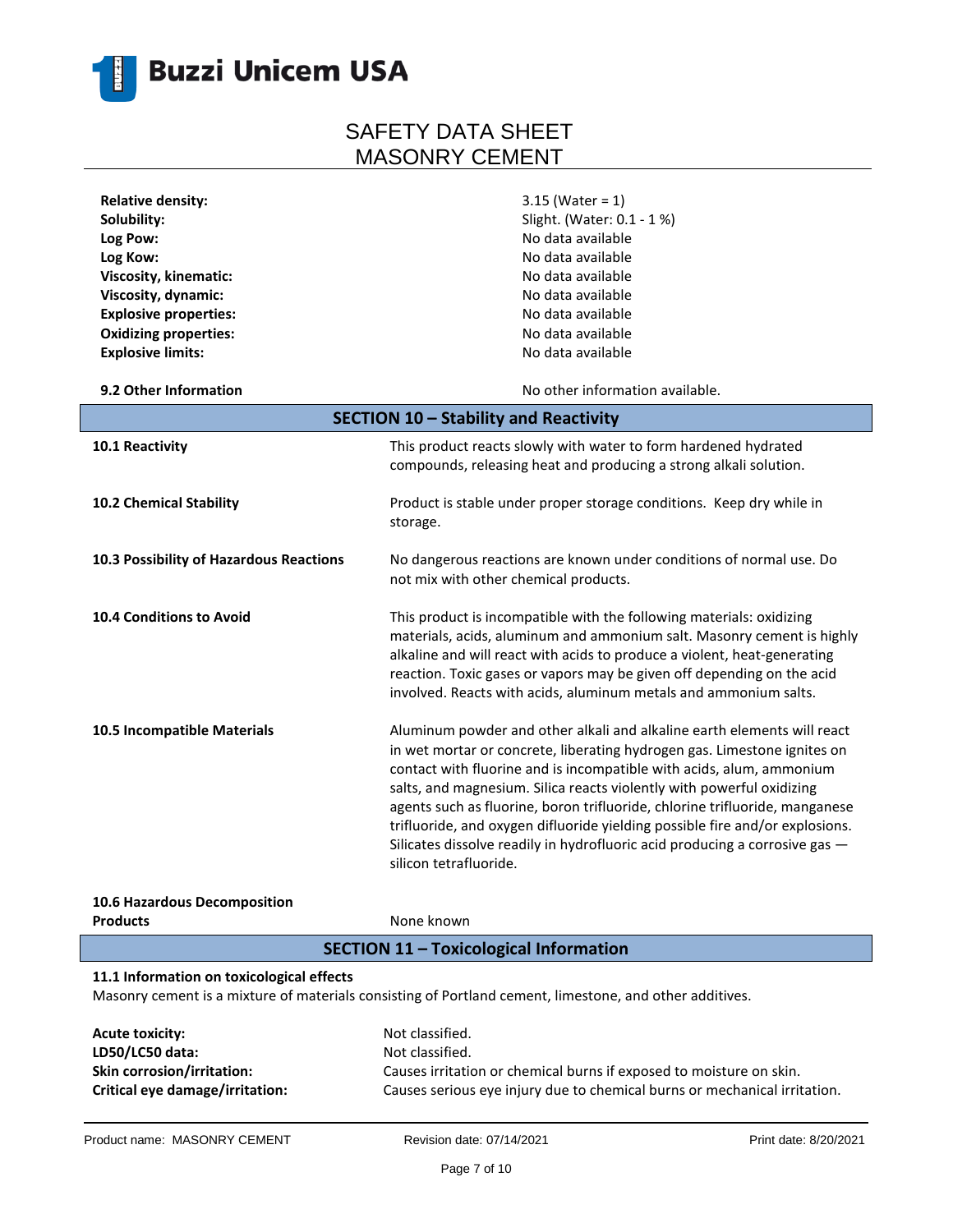| | |
|---|---|
| **Relative density:** | 3.15 (Water = 1) |
| **Solubility:** | Slight. (Water: 0.1 - 1 %) |
| **Log Pow:** | No data available |
| **Log Kow:** | No data available |
| **Viscosity, kinematic:** | No data available |
| **Viscosity, dynamic:** | No data available |
| **Explosive properties:** | No data available |
| **Oxidizing properties:** | No data available |
| **Explosive limits:** | No data available |

**9.2 Other Information** — No other information available.

## SECTION 10 – Stability and Reactivity

**10.1 Reactivity**
This product reacts slowly with water to form hardened hydrated compounds, releasing heat and producing a strong alkali solution.

**10.2 Chemical Stability**
Product is stable under proper storage conditions. Keep dry while in storage.

**10.3 Possibility of Hazardous Reactions**
No dangerous reactions are known under conditions of normal use. Do not mix with other chemical products.

**10.4 Conditions to Avoid**
This product is incompatible with the following materials: oxidizing materials, acids, aluminum and ammonium salt. Masonry cement is highly alkaline and will react with acids to produce a violent, heat-generating reaction. Toxic gases or vapors may be given off depending on the acid involved. Reacts with acids, aluminum metals and ammonium salts.

**10.5 Incompatible Materials**
Aluminum powder and other alkali and alkaline earth elements will react in wet mortar or concrete, liberating hydrogen gas. Limestone ignites on contact with fluorine and is incompatible with acids, alum, ammonium salts, and magnesium. Silica reacts violently with powerful oxidizing agents such as fluorine, boron trifluoride, chlorine trifluoride, manganese trifluoride, and oxygen difluoride yielding possible fire and/or explosions. Silicates dissolve readily in hydrofluoric acid producing a corrosive gas — silicon tetrafluoride.

**10.6 Hazardous Decomposition Products**
None known

## SECTION 11 – Toxicological Information

**11.1 Information on toxicological effects**
Masonry cement is a mixture of materials consisting of Portland cement, limestone, and other additives.

| | |
|---|---|
| **Acute toxicity:** | Not classified. |
| **LD50/LC50 data:** | Not classified. |
| **Skin corrosion/irritation:** | Causes irritation or chemical burns if exposed to moisture on skin. |
| **Critical eye damage/irritation:** | Causes serious eye injury due to chemical burns or mechanical irritation. |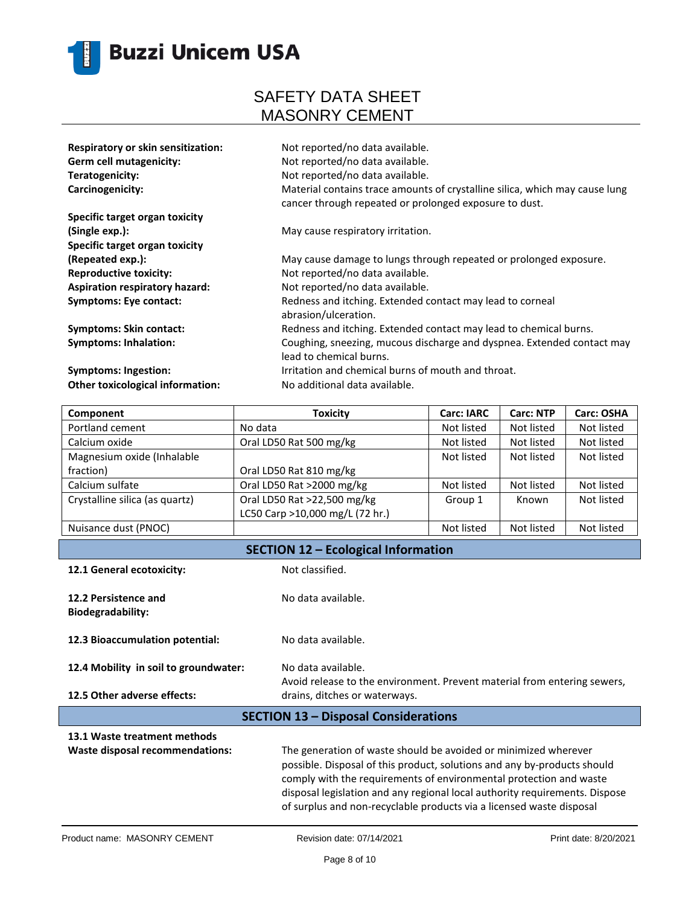**Respiratory or skin sensitization:** Not reported/no data available.

**Germ cell mutagenicity:** Not reported/no data available.

**Teratogenicity:** Not reported/no data available.

**Carcinogenicity:** Material contains trace amounts of crystalline silica, which may cause lung cancer through repeated or prolonged exposure to dust.

**Specific target organ toxicity (Single exp.):** May cause respiratory irritation.

**Specific target organ toxicity (Repeated exp.):** May cause damage to lungs through repeated or prolonged exposure.

**Reproductive toxicity:** Not reported/no data available.

**Aspiration respiratory hazard:** Not reported/no data available.

**Symptoms: Eye contact:** Redness and itching. Extended contact may lead to corneal abrasion/ulceration.

**Symptoms: Skin contact:** Redness and itching. Extended contact may lead to chemical burns.

**Symptoms: Inhalation:** Coughing, sneezing, mucous discharge and dyspnea. Extended contact may lead to chemical burns.

**Symptoms: Ingestion:** Irritation and chemical burns of mouth and throat.

**Other toxicological information:** No additional data available.

| Component | Toxicity | Carc: IARC | Carc: NTP | Carc: OSHA |
|---|---|---|---|---|
| Portland cement | No data | Not listed | Not listed | Not listed |
| Calcium oxide | Oral LD50 Rat 500 mg/kg | Not listed | Not listed | Not listed |
| Magnesium oxide (Inhalable fraction) | Oral LD50 Rat 810 mg/kg | Not listed | Not listed | Not listed |
| Calcium sulfate | Oral LD50 Rat >2000 mg/kg | Not listed | Not listed | Not listed |
| Crystalline silica (as quartz) | Oral LD50 Rat >22,500 mg/kg<br>LC50 Carp >10,000 mg/L (72 hr.) | Group 1 | Known | Not listed |
| Nuisance dust (PNOC) | | Not listed | Not listed | Not listed |

## SECTION 12 – Ecological Information

**12.1 General ecotoxicity:** Not classified.

**12.2 Persistence and Biodegradability:** No data available.

**12.3 Bioaccumulation potential:** No data available.

**12.4 Mobility in soil to groundwater:** No data available.

**12.5 Other adverse effects:** Avoid release to the environment. Prevent material from entering sewers, drains, ditches or waterways.

## SECTION 13 – Disposal Considerations

**13.1 Waste treatment methods**

**Waste disposal recommendations:** The generation of waste should be avoided or minimized wherever possible. Disposal of this product, solutions and any by-products should comply with the requirements of environmental protection and waste disposal legislation and any regional local authority requirements. Dispose of surplus and non-recyclable products via a licensed waste disposal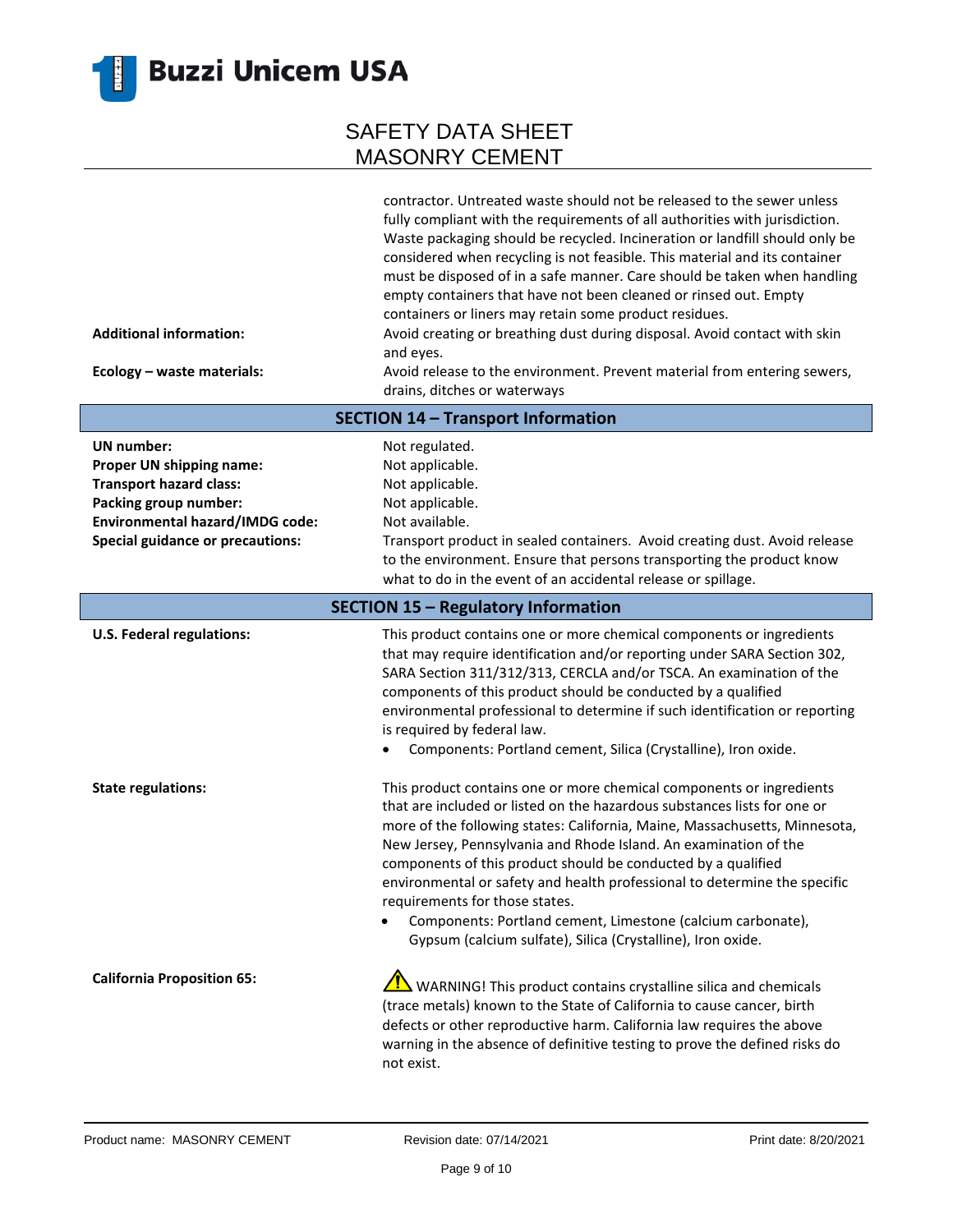| | |
|---|---|
| | contractor. Untreated waste should not be released to the sewer unless fully compliant with the requirements of all authorities with jurisdiction. Waste packaging should be recycled. Incineration or landfill should only be considered when recycling is not feasible. This material and its container must be disposed of in a safe manner. Care should be taken when handling empty containers that have not been cleaned or rinsed out. Empty containers or liners may retain some product residues. |
| **Additional information:** | Avoid creating or breathing dust during disposal. Avoid contact with skin and eyes. |
| **Ecology – waste materials:** | Avoid release to the environment. Prevent material from entering sewers, drains, ditches or waterways |

## SECTION 14 – Transport Information

| | |
|---|---|
| **UN number:** | Not regulated. |
| **Proper UN shipping name:** | Not applicable. |
| **Transport hazard class:** | Not applicable. |
| **Packing group number:** | Not applicable. |
| **Environmental hazard/IMDG code:** | Not available. |
| **Special guidance or precautions:** | Transport product in sealed containers. Avoid creating dust. Avoid release to the environment. Ensure that persons transporting the product know what to do in the event of an accidental release or spillage. |

## SECTION 15 – Regulatory Information

**U.S. Federal regulations:**

This product contains one or more chemical components or ingredients that may require identification and/or reporting under SARA Section 302, SARA Section 311/312/313, CERCLA and/or TSCA. An examination of the components of this product should be conducted by a qualified environmental professional to determine if such identification or reporting is required by federal law.

- Components: Portland cement, Silica (Crystalline), Iron oxide.

**State regulations:**

This product contains one or more chemical components or ingredients that are included or listed on the hazardous substances lists for one or more of the following states: California, Maine, Massachusetts, Minnesota, New Jersey, Pennsylvania and Rhode Island. An examination of the components of this product should be conducted by a qualified environmental or safety and health professional to determine the specific requirements for those states.

- Components: Portland cement, Limestone (calcium carbonate), Gypsum (calcium sulfate), Silica (Crystalline), Iron oxide.

**California Proposition 65:**

WARNING! This product contains crystalline silica and chemicals (trace metals) known to the State of California to cause cancer, birth defects or other reproductive harm. California law requires the above warning in the absence of definitive testing to prove the defined risks do not exist.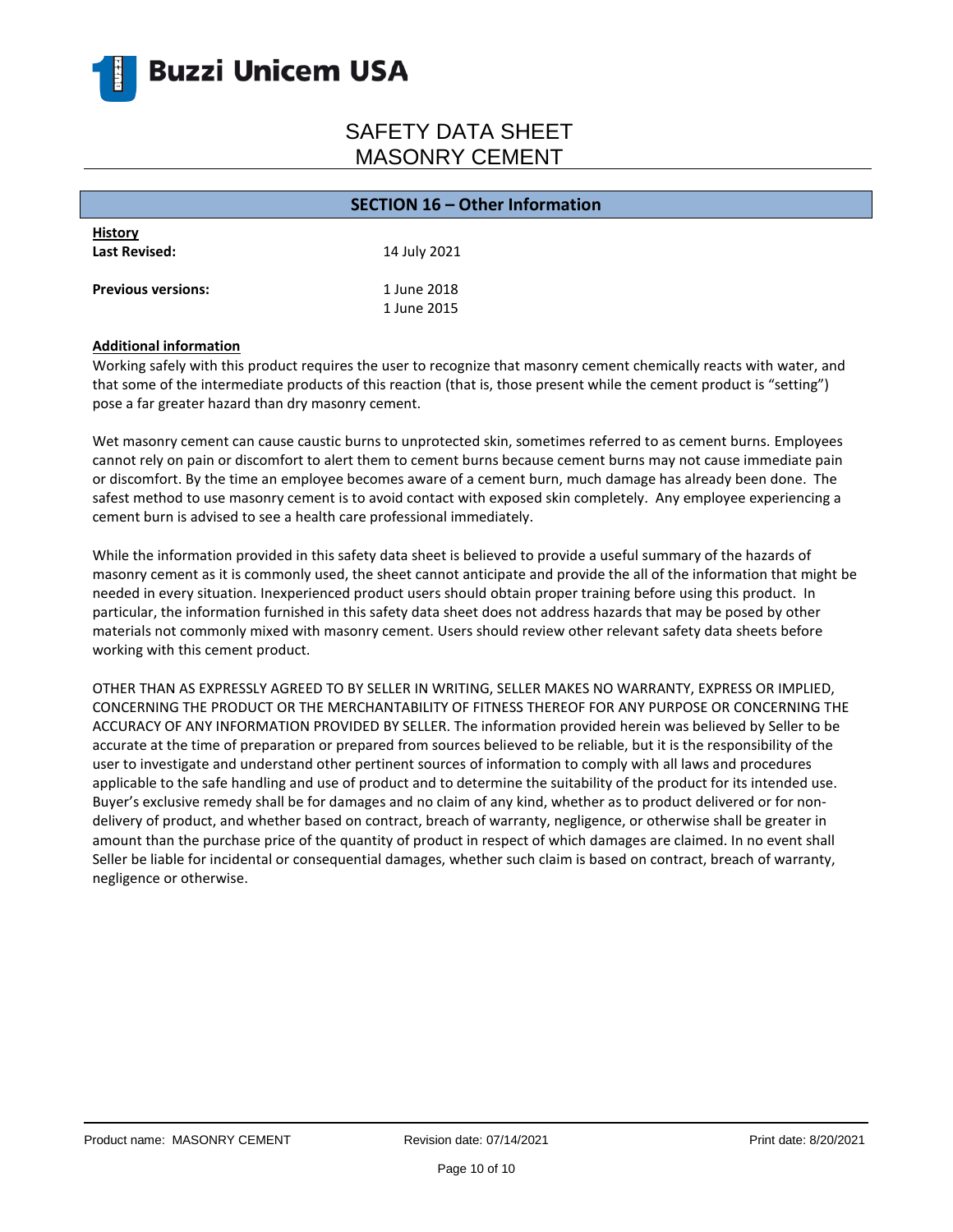## SECTION 16 – Other Information

**History**

| | |
|---|---|
| **Last Revised:** | 14 July 2021 |
| **Previous versions:** | 1 June 2018<br>1 June 2015 |

**Additional information**

Working safely with this product requires the user to recognize that masonry cement chemically reacts with water, and that some of the intermediate products of this reaction (that is, those present while the cement product is "setting") pose a far greater hazard than dry masonry cement.

Wet masonry cement can cause caustic burns to unprotected skin, sometimes referred to as cement burns. Employees cannot rely on pain or discomfort to alert them to cement burns because cement burns may not cause immediate pain or discomfort. By the time an employee becomes aware of a cement burn, much damage has already been done. The safest method to use masonry cement is to avoid contact with exposed skin completely. Any employee experiencing a cement burn is advised to see a health care professional immediately.

While the information provided in this safety data sheet is believed to provide a useful summary of the hazards of masonry cement as it is commonly used, the sheet cannot anticipate and provide the all of the information that might be needed in every situation. Inexperienced product users should obtain proper training before using this product. In particular, the information furnished in this safety data sheet does not address hazards that may be posed by other materials not commonly mixed with masonry cement. Users should review other relevant safety data sheets before working with this cement product.

OTHER THAN AS EXPRESSLY AGREED TO BY SELLER IN WRITING, SELLER MAKES NO WARRANTY, EXPRESS OR IMPLIED, CONCERNING THE PRODUCT OR THE MERCHANTABILITY OF FITNESS THEREOF FOR ANY PURPOSE OR CONCERNING THE ACCURACY OF ANY INFORMATION PROVIDED BY SELLER. The information provided herein was believed by Seller to be accurate at the time of preparation or prepared from sources believed to be reliable, but it is the responsibility of the user to investigate and understand other pertinent sources of information to comply with all laws and procedures applicable to the safe handling and use of product and to determine the suitability of the product for its intended use. Buyer's exclusive remedy shall be for damages and no claim of any kind, whether as to product delivered or for non-delivery of product, and whether based on contract, breach of warranty, negligence, or otherwise shall be greater in amount than the purchase price of the quantity of product in respect of which damages are claimed. In no event shall Seller be liable for incidental or consequential damages, whether such claim is based on contract, breach of warranty, negligence or otherwise.